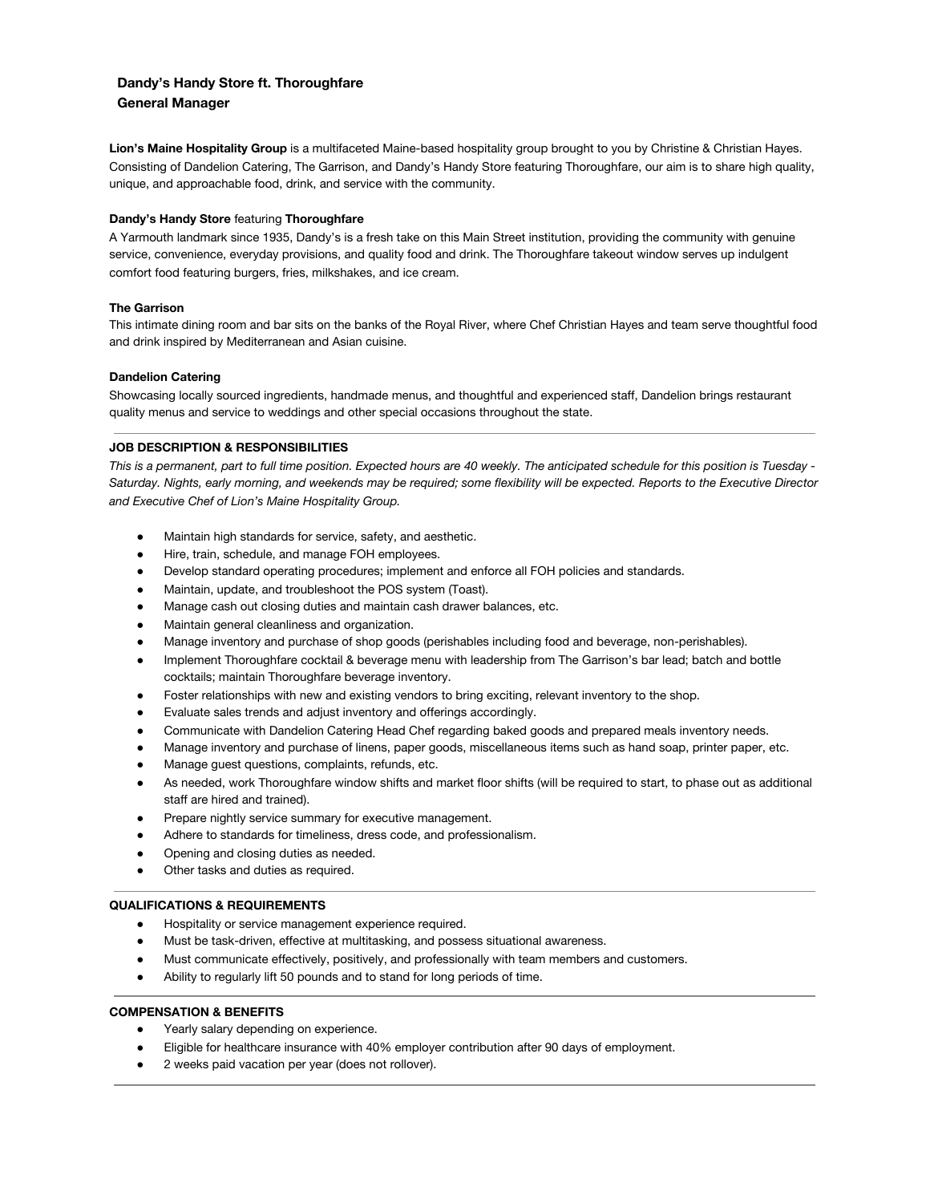# Dandy's Handy Store ft. Thoroughfare
## General Manager

**Lion's Maine Hospitality Group** is a multifaceted Maine-based hospitality group brought to you by Christine & Christian Hayes. Consisting of Dandelion Catering, The Garrison, and Dandy's Handy Store featuring Thoroughfare, our aim is to share high quality, unique, and approachable food, drink, and service with the community.

**Dandy's Handy Store** featuring **Thoroughfare**

A Yarmouth landmark since 1935, Dandy's is a fresh take on this Main Street institution, providing the community with genuine service, convenience, everyday provisions, and quality food and drink. The Thoroughfare takeout window serves up indulgent comfort food featuring burgers, fries, milkshakes, and ice cream.

**The Garrison**

This intimate dining room and bar sits on the banks of the Royal River, where Chef Christian Hayes and team serve thoughtful food and drink inspired by Mediterranean and Asian cuisine.

**Dandelion Catering**

Showcasing locally sourced ingredients, handmade menus, and thoughtful and experienced staff, Dandelion brings restaurant quality menus and service to weddings and other special occasions throughout the state.

---

### JOB DESCRIPTION & RESPONSIBILITIES

*This is a permanent, part to full time position. Expected hours are 40 weekly. The anticipated schedule for this position is Tuesday - Saturday. Nights, early morning, and weekends may be required; some flexibility will be expected. Reports to the Executive Director and Executive Chef of Lion's Maine Hospitality Group.*

- Maintain high standards for service, safety, and aesthetic.
- Hire, train, schedule, and manage FOH employees.
- Develop standard operating procedures; implement and enforce all FOH policies and standards.
- Maintain, update, and troubleshoot the POS system (Toast).
- Manage cash out closing duties and maintain cash drawer balances, etc.
- Maintain general cleanliness and organization.
- Manage inventory and purchase of shop goods (perishables including food and beverage, non-perishables).
- Implement Thoroughfare cocktail & beverage menu with leadership from The Garrison's bar lead; batch and bottle cocktails; maintain Thoroughfare beverage inventory.
- Foster relationships with new and existing vendors to bring exciting, relevant inventory to the shop.
- Evaluate sales trends and adjust inventory and offerings accordingly.
- Communicate with Dandelion Catering Head Chef regarding baked goods and prepared meals inventory needs.
- Manage inventory and purchase of linens, paper goods, miscellaneous items such as hand soap, printer paper, etc.
- Manage guest questions, complaints, refunds, etc.
- As needed, work Thoroughfare window shifts and market floor shifts (will be required to start, to phase out as additional staff are hired and trained).
- Prepare nightly service summary for executive management.
- Adhere to standards for timeliness, dress code, and professionalism.
- Opening and closing duties as needed.
- Other tasks and duties as required.

---

### QUALIFICATIONS & REQUIREMENTS

- Hospitality or service management experience required.
- Must be task-driven, effective at multitasking, and possess situational awareness.
- Must communicate effectively, positively, and professionally with team members and customers.
- Ability to regularly lift 50 pounds and to stand for long periods of time.

---

### COMPENSATION & BENEFITS

- Yearly salary depending on experience.
- Eligible for healthcare insurance with 40% employer contribution after 90 days of employment.
- 2 weeks paid vacation per year (does not rollover).

---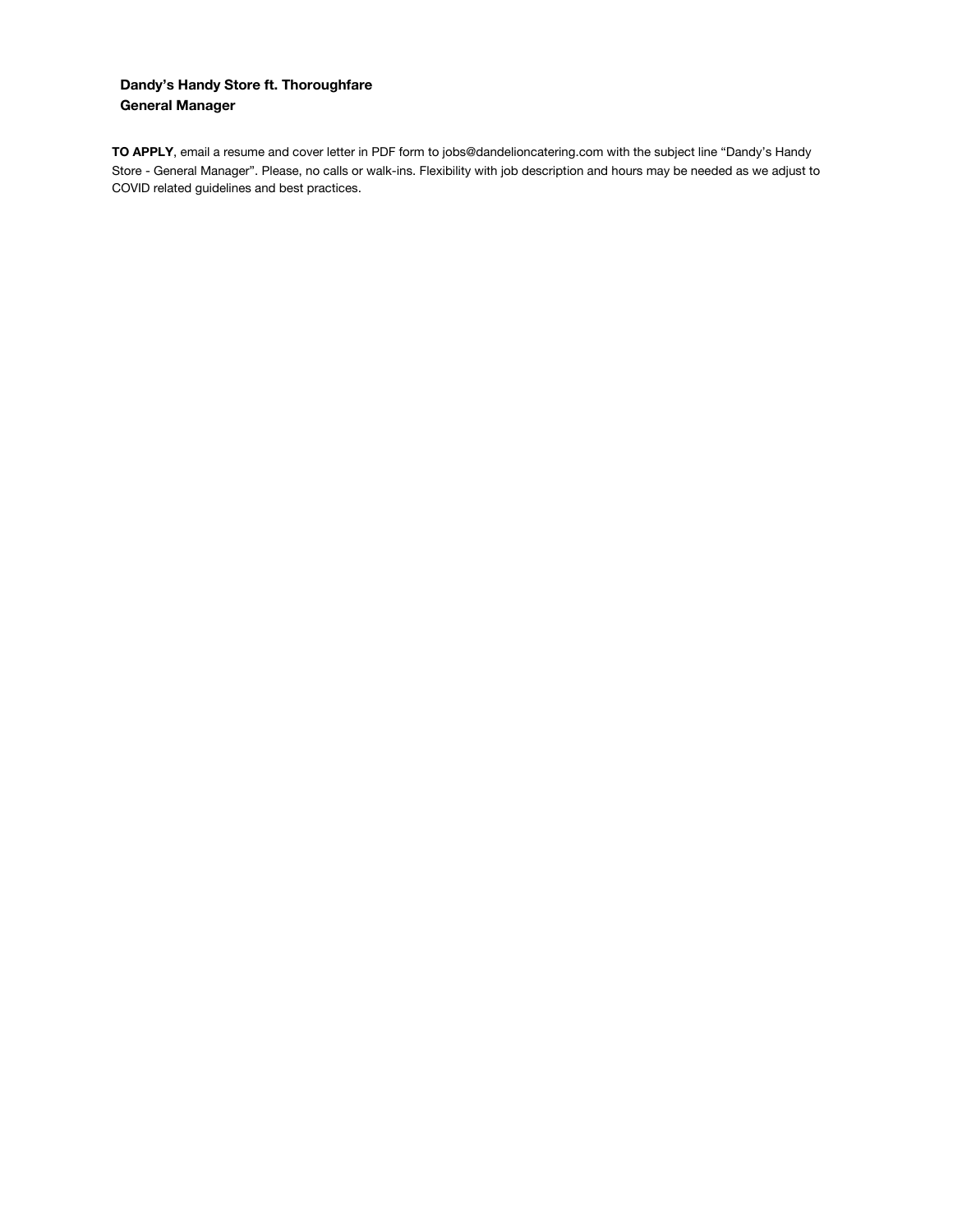**Dandy's Handy Store ft. Thoroughfare**
**General Manager**

**TO APPLY**, email a resume and cover letter in PDF form to jobs@dandelioncatering.com with the subject line "Dandy's Handy Store - General Manager". Please, no calls or walk-ins. Flexibility with job description and hours may be needed as we adjust to COVID related guidelines and best practices.